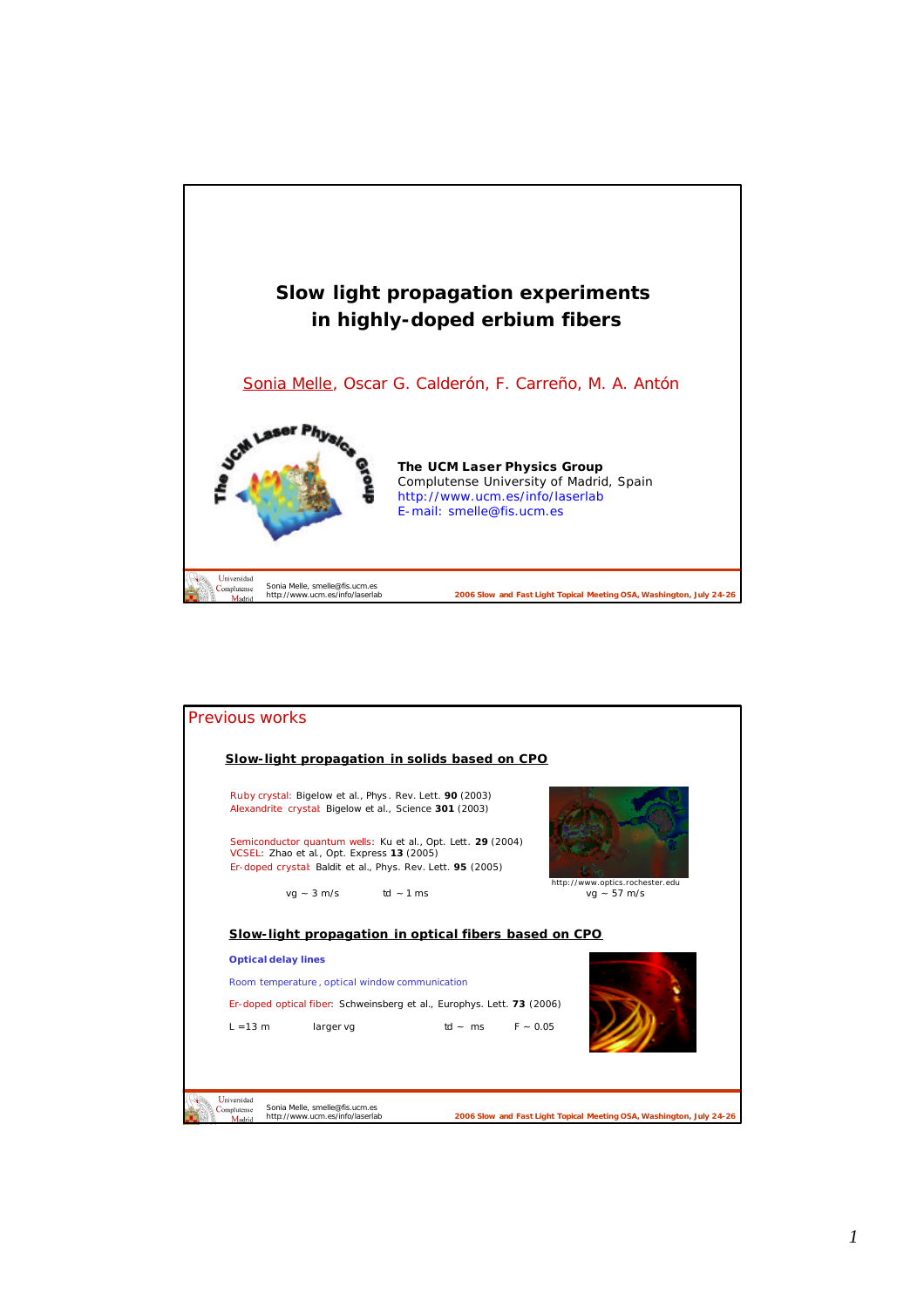# Slow light propagation experiments in highly-doped erbium fibers

Sonia Melle, Oscar G. Calderón, F. Carreño, M. A. Antón

**The UCM Laser Physics Group**
Complutense University of Madrid, Spain
http://www.ucm.es/info/laserlab
E-mail: smelle@fis.ucm.es

## Previous works

### Slow-light propagation in solids based on CPO

Ruby crystal: Bigelow et al., Phys. Rev. Lett. **90** (2003)
Alexandrite crystal: Bigelow et al., Science **301** (2003)

Semiconductor quantum wells: Ku et al., Opt. Lett. **29** (2004)
VCSEL: Zhao et al., Opt. Express **13** (2005)
Er-doped crystal: Baldit et al., Phys. Rev. Lett. **95** (2005)

vg ~ 3 m/s    td ~ 1 ms

http://www.optics.rochester.edu
vg ~ 57 m/s

### Slow-light propagation in optical fibers based on CPO

**Optical delay lines**

Room temperature, optical window communication

Er-doped optical fiber: Schweinsberg et al., Europhys. Lett. **73** (2006)

L =13 m    larger vg    td ~ ms    F ~ 0.05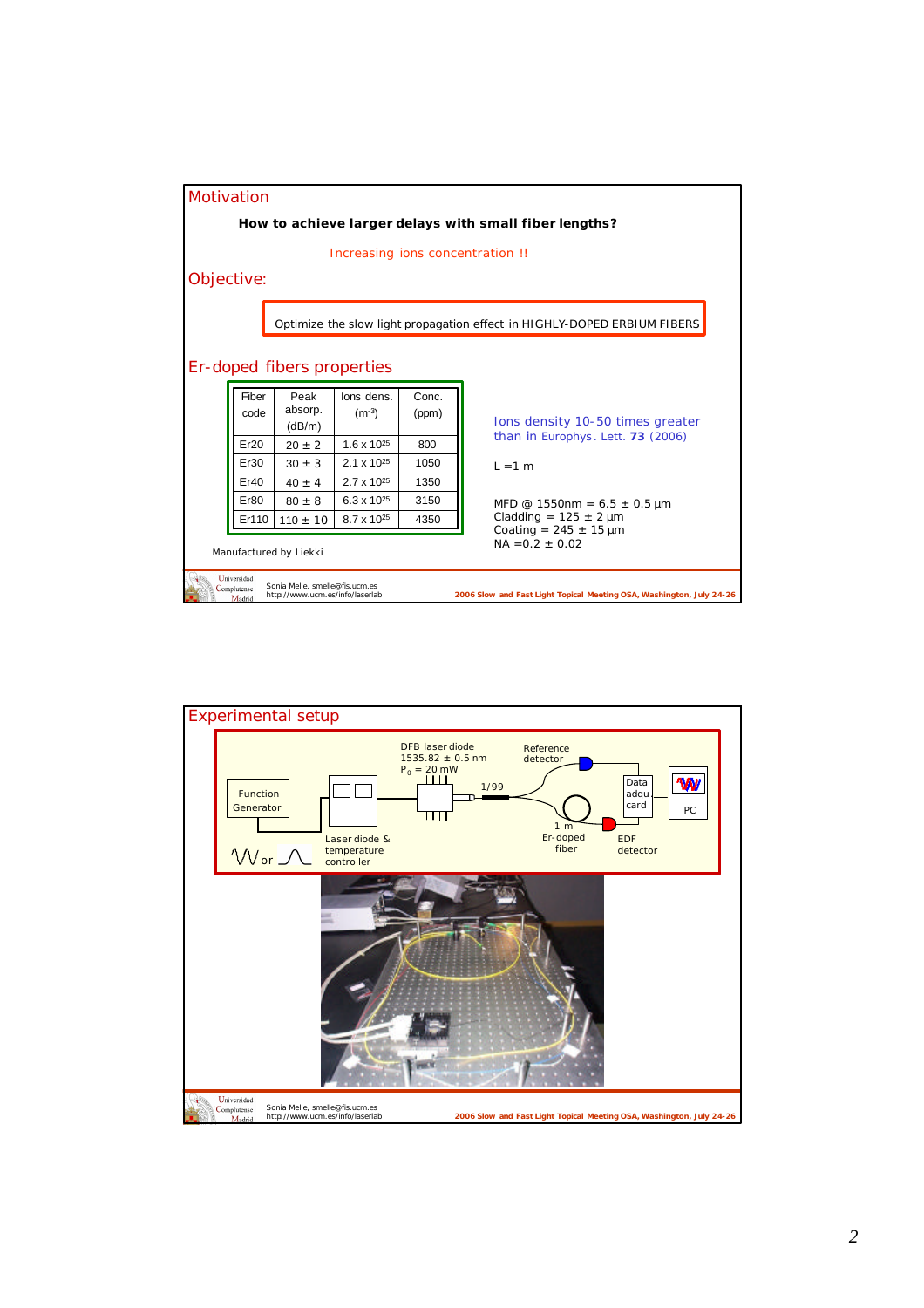## Motivation

**How to achieve larger delays with small fiber lengths?**

Increasing ions concentration !!

## Objective:

Optimize the slow light propagation effect in HIGHLY-DOPED ERBIUM FIBERS

## Er-doped fibers properties

| Fiber code | Peak absorp. (dB/m) | Ions dens. ($m^{-3}$) | Conc. (ppm) |
|---|---|---|---|
| Er20 | 20 ± 2 | $1.6 \times 10^{25}$ | 800 |
| Er30 | 30 ± 3 | $2.1 \times 10^{25}$ | 1050 |
| Er40 | 40 ± 4 | $2.7 \times 10^{25}$ | 1350 |
| Er80 | 80 ± 8 | $6.3 \times 10^{25}$ | 3150 |
| Er110 | 110 ± 10 | $8.7 \times 10^{25}$ | 4350 |

Manufactured by Liekki

Ions density 10-50 times greater than in Europhys. Lett. **73** (2006)

L =1 m

MFD @ 1550nm = 6.5 ± 0.5 μm
Cladding = 125 ± 2 μm
Coating = 245 ± 15 μm
NA =0.2 ± 0.02

## Experimental setup

Function Generator

Laser diode & temperature controller

DFB laser diode 1535.82 ± 0.5 nm $P_0$ = 20 mW

1/99

Reference detector

1 m Er-doped fiber

EDF detector

Data adqu. card

PC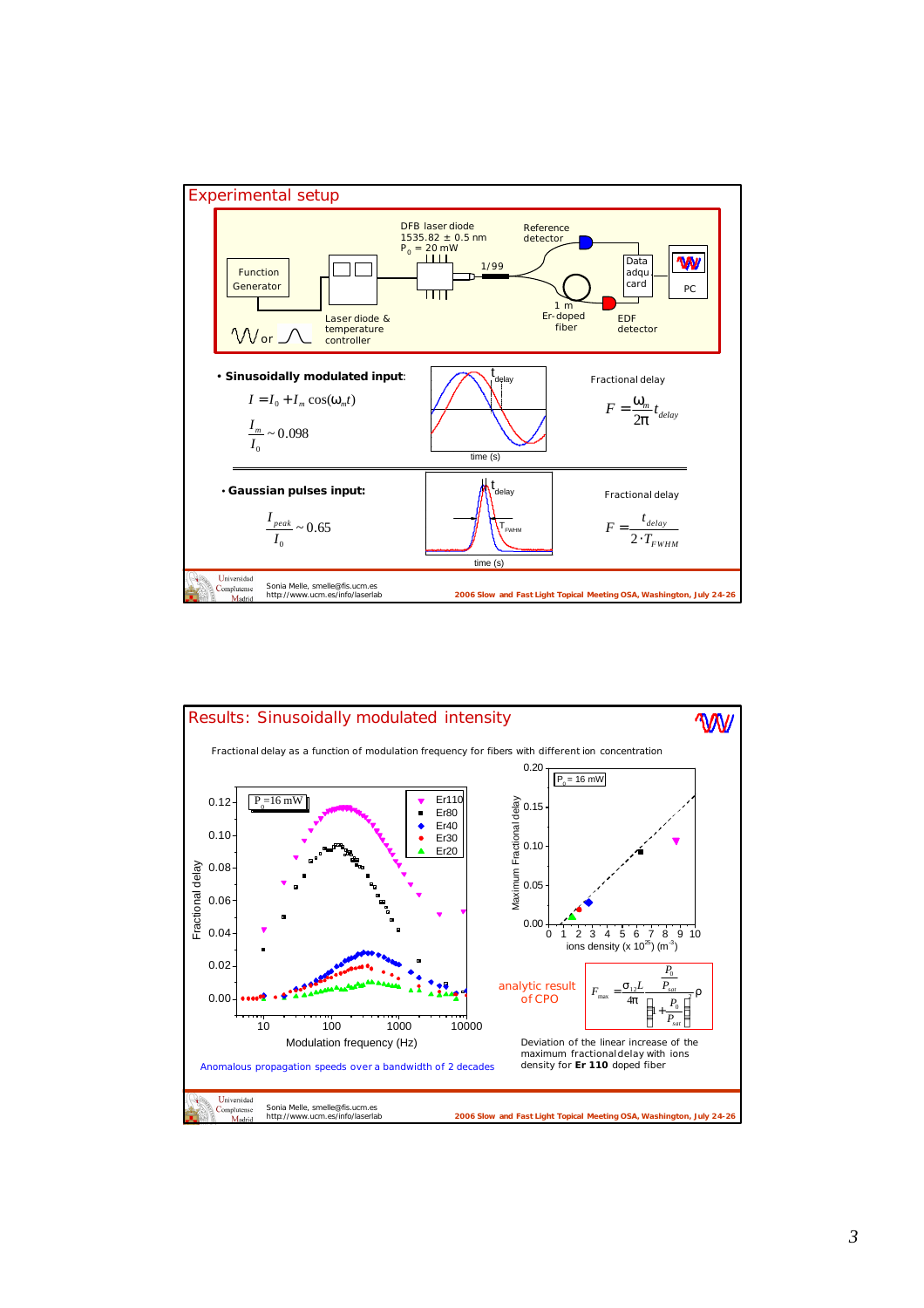## Experimental setup

DFB laser diode 1535.82 ± 0.5 nm $P_0$ = 20 mW

Function Generator

Laser diode & temperature controller

1/99

Reference detector

1 m Er-doped fiber

EDF detector

Data adqu. card

PC

- **Sinusoidally modulated input**:

$$I = I_0 + I_m \cos(\omega_m t)$$

$$\frac{I_m}{I_0} \sim 0.098$$

Fractional delay

$$F = \frac{\omega_m}{2\pi} t_{delay}$$

- **Gaussian pulses input:**

$$\frac{I_{peak}}{I_0} \sim 0.65$$

Fractional delay

$$F = \frac{t_{delay}}{2 \cdot T_{FWHM}}$$

Sonia Melle, smelle@fis.ucm.es
http://www.ucm.es/info/laserlab

**2006 Slow and Fast Light Topical Meeting OSA, Washington, July 24-26**

## Results: Sinusoidally modulated intensity

Fractional delay as a function of modulation frequency for fibers with different ion concentration

Anomalous propagation speeds over a bandwidth of 2 decades

analytic result of CPO

$$F_{max} = \frac{\sigma_{12} L}{4\pi} \frac{\frac{P_0}{P_{sat}}}{\left(1+\frac{P_0}{P_{sat}}\right)^2} \rho$$

Deviation of the linear increase of the maximum fractional delay with ions density for **Er 110** doped fiber

Sonia Melle, smelle@fis.ucm.es
http://www.ucm.es/info/laserlab

**2006 Slow and Fast Light Topical Meeting OSA, Washington, July 24-26**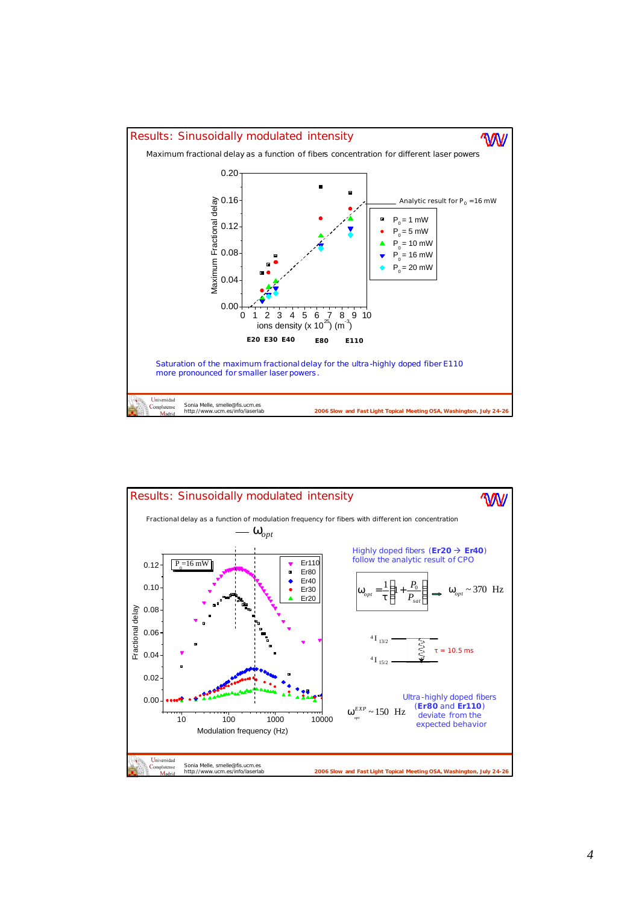## Results: Sinusoidally modulated intensity

Maximum fractional delay as a function of fibers concentration for different laser powers

Analytic result for $P_0$ =16 mW

- $P_0$ = 1 mW
- $P_0$ = 5 mW
- $P_0$ = 10 mW
- $P_0$ = 16 mW
- $P_0$ = 20 mW

Maximum Fractional delay (0.00 – 0.20) vs. ions density (x $10^{25}$) ($m^{-3}$) (0 – 10)

E20 E30 E40 E80 E110

Saturation of the maximum fractional delay for the ultra-highly doped fiber E110 more pronounced for smaller laser powers.

Sonia Melle, smelle@fis.ucm.es
http://www.ucm.es/info/laserlab

2006 Slow and Fast Light Topical Meeting OSA, Washington, July 24-26

## Results: Sinusoidally modulated intensity

Fractional delay as a function of modulation frequency for fibers with different ion concentration

— $\omega_{opt}$

$P_0$ =16 mW

Er110, Er80, Er40, Er30, Er20

Fractional delay (0.00 – 0.12) vs. Modulation frequency (Hz) (10 – 10000)

Highly doped fibers (**Er20 → Er40**) follow the analytic result of CPO

$$\omega_{opt} = \frac{1}{\tau}\left(1 + \frac{P_0}{P_{sat}}\right) \Rightarrow \omega_{opt} \sim 370 \text{ Hz}$$

$^4I_{13/2}$ — $^4I_{15/2}$, $\tau$ = 10.5 ms

$\omega_{opt}^{EXP} \sim 150$ Hz

Ultra-highly doped fibers (**Er80** and **Er110**) deviate from the expected behavior

Sonia Melle, smelle@fis.ucm.es
http://www.ucm.es/info/laserlab

2006 Slow and Fast Light Topical Meeting OSA, Washington, July 24-26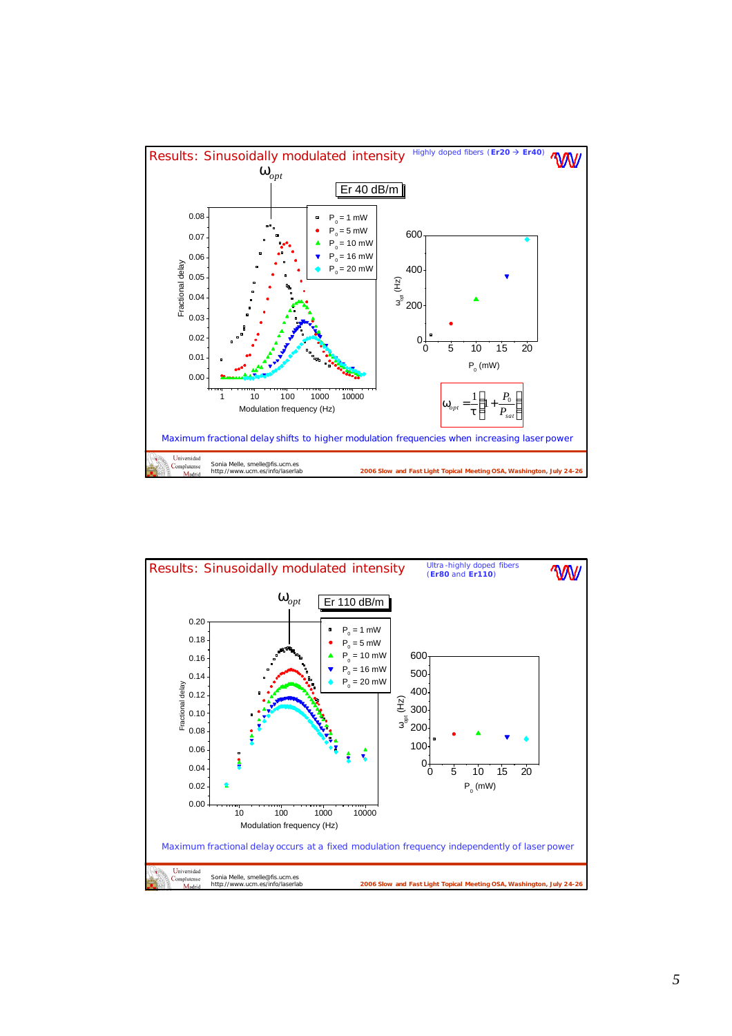## Results: Sinusoidally modulated intensity

Highly doped fibers (**Er20 → Er40**)

$\omega_{opt}$

Er 40 dB/m

Fractional delay vs. Modulation frequency (Hz)

- $P_0$ = 1 mW
- $P_0$ = 5 mW
- $P_0$ = 10 mW
- $P_0$ = 16 mW
- $P_0$ = 20 mW

$\omega_{opt}$ (Hz) vs. $P_0$ (mW)

$$\omega_{opt} = \frac{1}{\tau}\left(1 + \frac{P_0}{P_{sat}}\right)$$

Maximum fractional delay shifts to higher modulation frequencies when increasing laser power

Sonia Melle, smelle@fis.ucm.es
http://www.ucm.es/info/laserlab

2006 Slow and Fast Light Topical Meeting OSA, Washington, July 24-26

## Results: Sinusoidally modulated intensity

Ultra-highly doped fibers (**Er80** and **Er110**)

$\omega_{opt}$

Er 110 dB/m

Fractional delay vs. Modulation frequency (Hz)

- $P_0$ = 1 mW
- $P_0$ = 5 mW
- $P_0$ = 10 mW
- $P_0$ = 16 mW
- $P_0$ = 20 mW

$\omega_{opt}$ (Hz) vs. $P_0$ (mW)

Maximum fractional delay occurs at a fixed modulation frequency independently of laser power

Sonia Melle, smelle@fis.ucm.es
http://www.ucm.es/info/laserlab

2006 Slow and Fast Light Topical Meeting OSA, Washington, July 24-26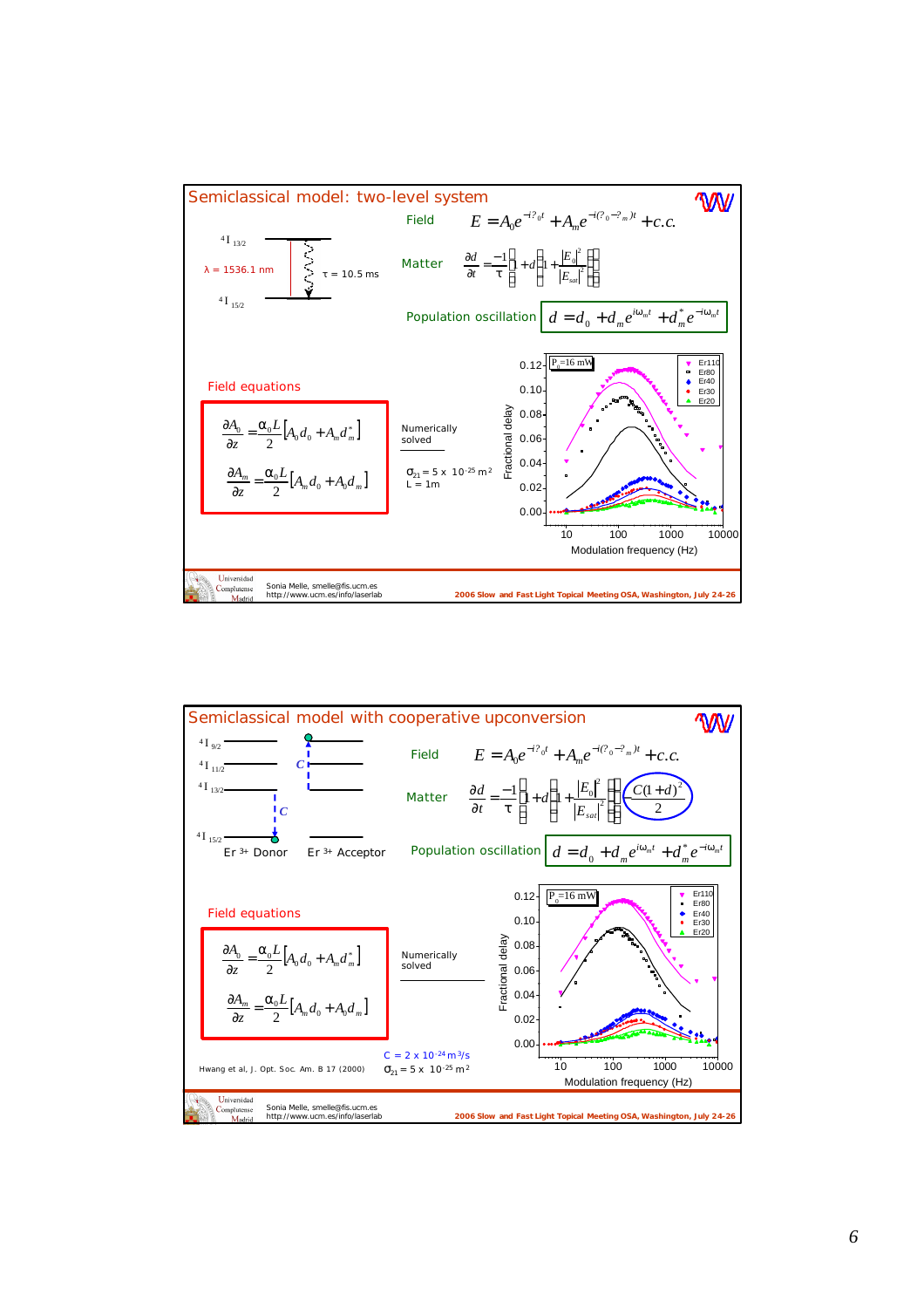## Semiclassical model: two-level system

$^4I_{13/2}$

$\lambda$ = 1536.1 nm

$\tau$ = 10.5 ms

$^4I_{15/2}$

Field $E = A_0 e^{-i\omega_0 t} + A_m e^{-i(\omega_0 - \omega_m)t} + c.c.$

Matter $\frac{\partial d}{\partial t} = \frac{-1}{\tau}\left[1 + d\left(1 + \frac{|E_0|^2}{|E_{sat}|^2}\right)\right]$

Population oscillation $d = d_0 + d_m e^{i\omega_m t} + d_m^* e^{-i\omega_m t}$

Field equations

$$\frac{\partial A_0}{\partial z} = \frac{\alpha_0 L}{2}\left[A_0 d_0 + A_m d_m^*\right]$$

$$\frac{\partial A_m}{\partial z} = \frac{\alpha_0 L}{2}\left[A_m d_0 + A_0 d_m\right]$$

Numerically solved

$\sigma_{21} = 5 \times 10^{-25}$ m$^2$
L = 1m

Plot: Fractional delay vs Modulation frequency (Hz); $P_0$=16 mW; Er110, Er80, Er40, Er30, Er20

## Semiclassical model with cooperative upconversion

$^4I_{9/2}$, $^4I_{11/2}$, $^4I_{13/2}$, $^4I_{15/2}$; C; Er $^{3+}$ Donor, Er $^{3+}$ Acceptor

Field $E = A_0 e^{-i\omega_0 t} + A_m e^{-i(\omega_0 - \omega_m)t} + c.c.$

Matter $\frac{\partial d}{\partial t} = \frac{-1}{\tau}\left[1 + d\left(1 + \frac{|E_0|^2}{|E_{sat}|^2}\right)\right] - \frac{C(1+d)^2}{2}$

Population oscillation $d = d_0 + d_m e^{i\omega_m t} + d_m^* e^{-i\omega_m t}$

Field equations

$$\frac{\partial A_0}{\partial z} = \frac{\alpha_0 L}{2}\left[A_0 d_0 + A_m d_m^*\right]$$

$$\frac{\partial A_m}{\partial z} = \frac{\alpha_0 L}{2}\left[A_m d_0 + A_0 d_m\right]$$

Numerically solved

C = 2 x $10^{-24}$ m$^3$/s
$\sigma_{21} = 5 \times 10^{-25}$ m$^2$

Hwang et al, J. Opt. Soc. Am. B 17 (2000)

Plot: Fractional delay vs Modulation frequency (Hz); $P_0$=16 mW; Er110, Er80, Er40, Er30, Er20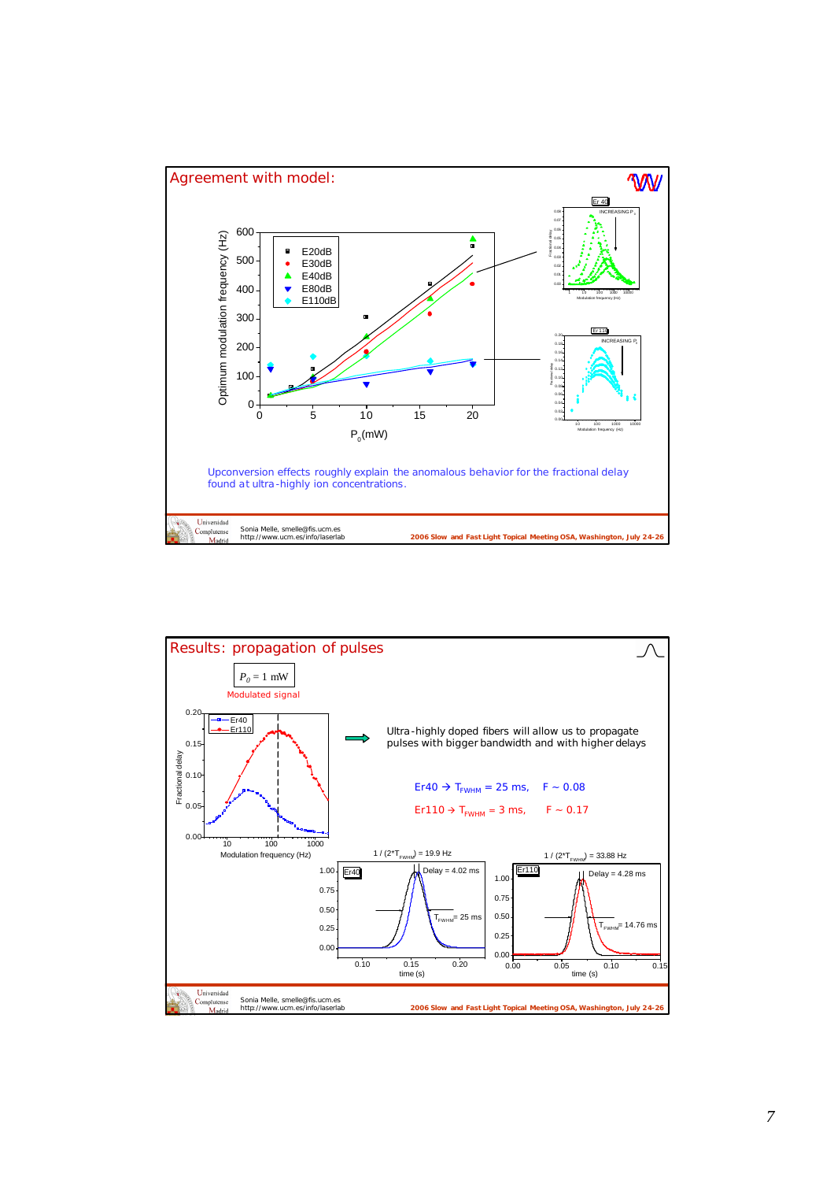## Agreement with model:

Upconversion effects roughly explain the anomalous behavior for the fractional delay found at ultra-highly ion concentrations.

Sonia Melle, smelle@fis.ucm.es
http://www.ucm.es/info/laserlab

2006 Slow and Fast Light Topical Meeting OSA, Washington, July 24-26

## Results: propagation of pulses

$P_0 = 1$ mW

Modulated signal

Ultra-highly doped fibers will allow us to propagate pulses with bigger bandwidth and with higher delays

Er40 → $T_{FWHM}$ = 25 ms, F ~ 0.08

Er110 → $T_{FWHM}$ = 3 ms, F ~ 0.17

$1 / (2*T_{FWHM})$ = 19.9 Hz

$1 / (2*T_{FWHM})$ = 33.88 Hz

Er40: Delay = 4.02 ms, $T_{FWHM}$ = 25 ms

Er110: Delay = 4.28 ms, $T_{FWHM}$ = 14.76 ms

Sonia Melle, smelle@fis.ucm.es
http://www.ucm.es/info/laserlab

2006 Slow and Fast Light Topical Meeting OSA, Washington, July 24-26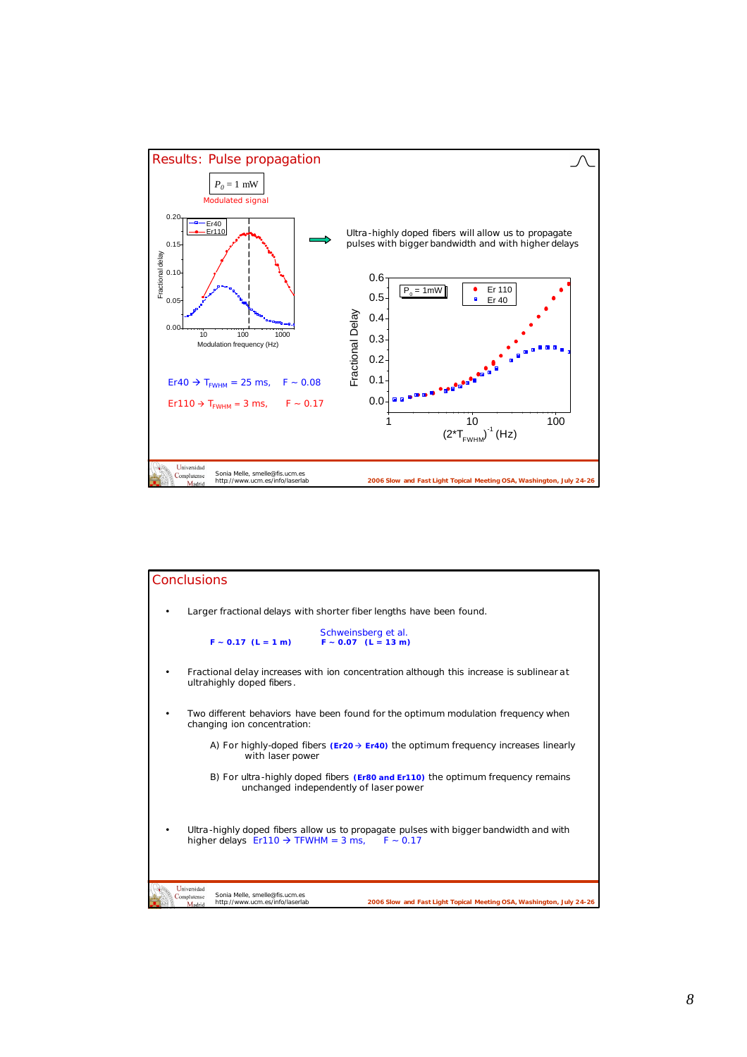## Results: Pulse propagation

$P_0 = 1$ mW

Modulated signal

Ultra-highly doped fibers will allow us to propagate pulses with bigger bandwidth and with higher delays

Er40 → $T_{FWHM}$ = 25 ms, F ~ 0.08

Er110 → $T_{FWHM}$ = 3 ms, F ~ 0.17

## Conclusions

- Larger fractional delays with shorter fiber lengths have been found.

  **F ~ 0.17 (L = 1 m)**

  Schweinsberg et al. **F ~ 0.07 (L = 13 m)**

- Fractional delay increases with ion concentration although this increase is sublinear at ultrahighly doped fibers.

- Two different behaviors have been found for the optimum modulation frequency when changing ion concentration:

  A) For highly-doped fibers **(Er20 → Er40)** the optimum frequency increases linearly with laser power

  B) For ultra-highly doped fibers **(Er80 and Er110)** the optimum frequency remains unchanged independently of laser power

- Ultra-highly doped fibers allow us to propagate pulses with bigger bandwidth and with higher delays Er110 → TFWHM = 3 ms, F ~ 0.17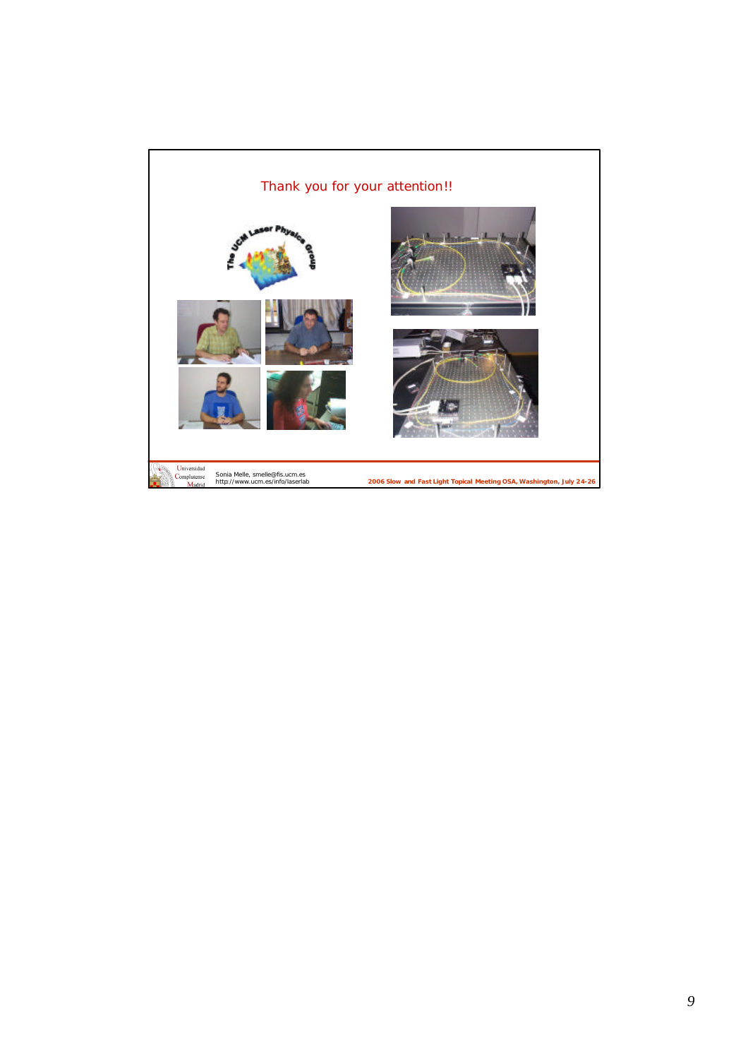Thank you for your attention!!

The UCM Laser Physics Group

Universidad Complutense Madrid

Sonia Melle, smelle@fis.ucm.es
http://www.ucm.es/info/laserlab

2006 Slow and Fast Light Topical Meeting OSA, Washington, July 24-26